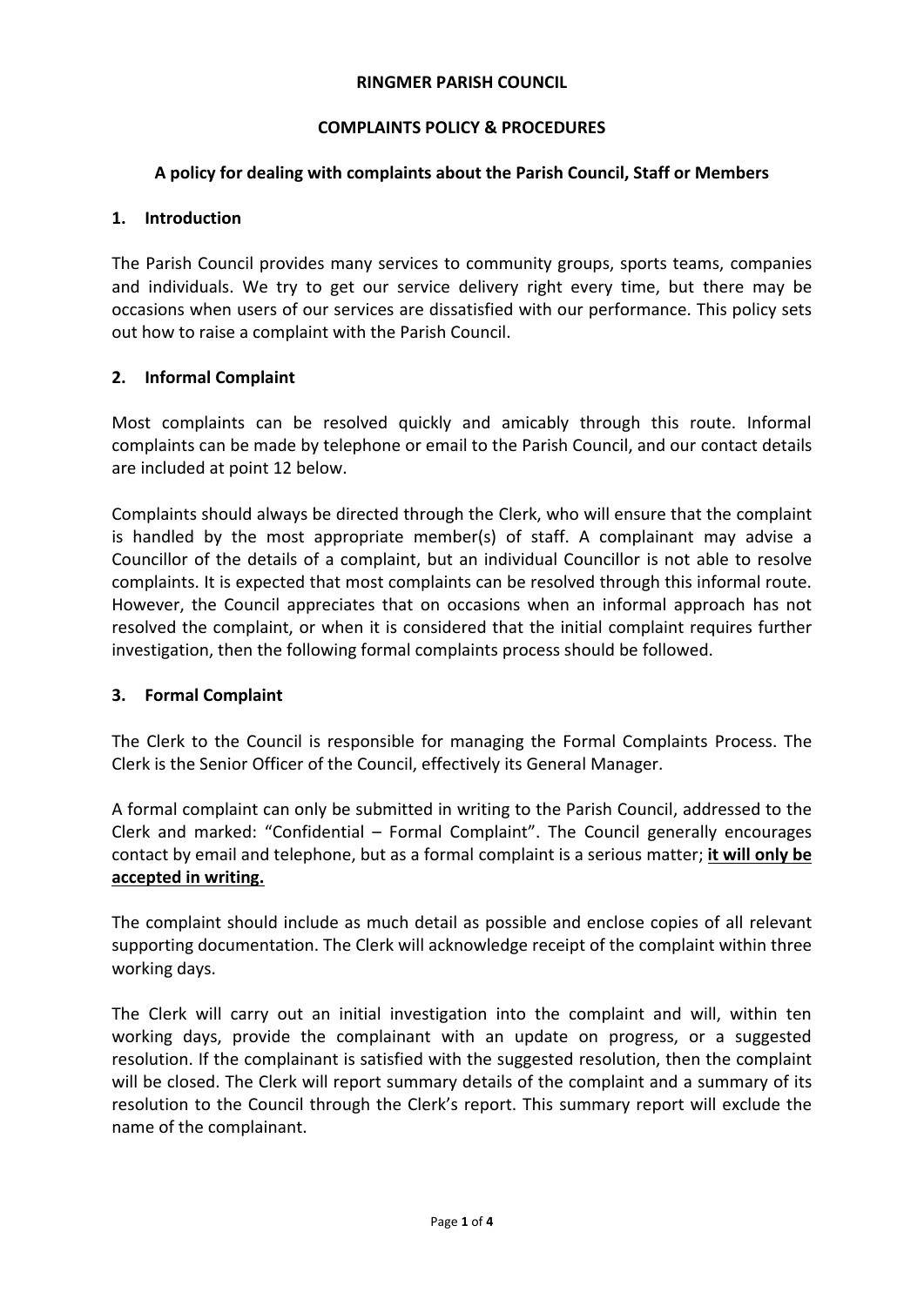# RINGMER PARISH COUNCIL

## COMPLAINTS POLICY & PROCEDURES

### A policy for dealing with complaints about the Parish Council, Staff or Members

## 1. Introduction

The Parish Council provides many services to community groups, sports teams, companies and individuals. We try to get our service delivery right every time, but there may be occasions when users of our services are dissatisfied with our performance. This policy sets out how to raise a complaint with the Parish Council.

## 2. Informal Complaint

Most complaints can be resolved quickly and amicably through this route. Informal complaints can be made by telephone or email to the Parish Council, and our contact details are included at point 12 below.

Complaints should always be directed through the Clerk, who will ensure that the complaint is handled by the most appropriate member(s) of staff. A complainant may advise a Councillor of the details of a complaint, but an individual Councillor is not able to resolve complaints. It is expected that most complaints can be resolved through this informal route. However, the Council appreciates that on occasions when an informal approach has not resolved the complaint, or when it is considered that the initial complaint requires further investigation, then the following formal complaints process should be followed.

## 3. Formal Complaint

The Clerk to the Council is responsible for managing the Formal Complaints Process. The Clerk is the Senior Officer of the Council, effectively its General Manager.

A formal complaint can only be submitted in writing to the Parish Council, addressed to the Clerk and marked: "Confidential – Formal Complaint". The Council generally encourages contact by email and telephone, but as a formal complaint is a serious matter; **it will only be accepted in writing.**

The complaint should include as much detail as possible and enclose copies of all relevant supporting documentation. The Clerk will acknowledge receipt of the complaint within three working days.

The Clerk will carry out an initial investigation into the complaint and will, within ten working days, provide the complainant with an update on progress, or a suggested resolution. If the complainant is satisfied with the suggested resolution, then the complaint will be closed. The Clerk will report summary details of the complaint and a summary of its resolution to the Council through the Clerk's report. This summary report will exclude the name of the complainant.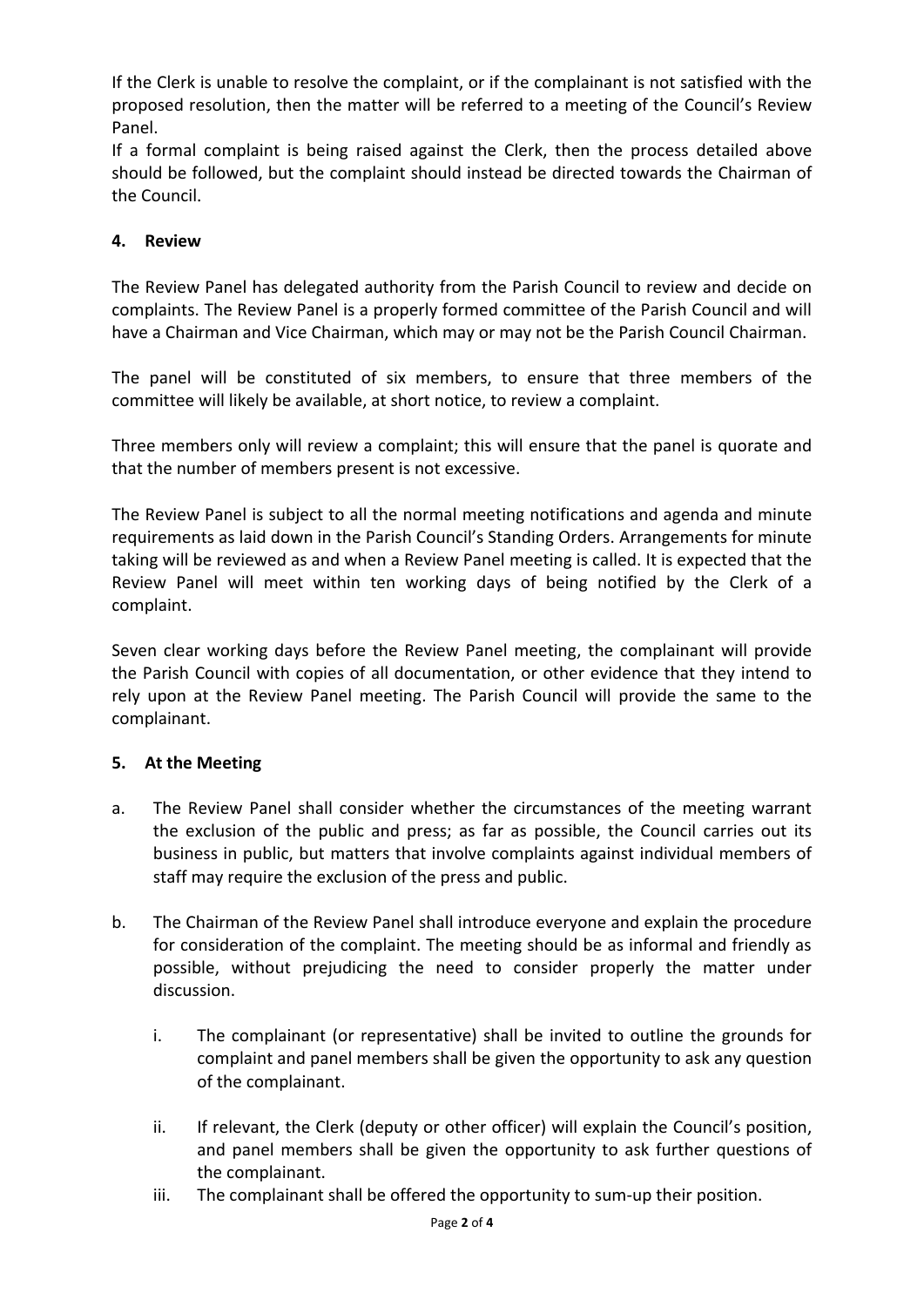If the Clerk is unable to resolve the complaint, or if the complainant is not satisfied with the proposed resolution, then the matter will be referred to a meeting of the Council's Review Panel.
If a formal complaint is being raised against the Clerk, then the process detailed above should be followed, but the complaint should instead be directed towards the Chairman of the Council.

## 4. Review

The Review Panel has delegated authority from the Parish Council to review and decide on complaints. The Review Panel is a properly formed committee of the Parish Council and will have a Chairman and Vice Chairman, which may or may not be the Parish Council Chairman.

The panel will be constituted of six members, to ensure that three members of the committee will likely be available, at short notice, to review a complaint.

Three members only will review a complaint; this will ensure that the panel is quorate and that the number of members present is not excessive.

The Review Panel is subject to all the normal meeting notifications and agenda and minute requirements as laid down in the Parish Council's Standing Orders. Arrangements for minute taking will be reviewed as and when a Review Panel meeting is called. It is expected that the Review Panel will meet within ten working days of being notified by the Clerk of a complaint.

Seven clear working days before the Review Panel meeting, the complainant will provide the Parish Council with copies of all documentation, or other evidence that they intend to rely upon at the Review Panel meeting. The Parish Council will provide the same to the complainant.

## 5. At the Meeting

a. The Review Panel shall consider whether the circumstances of the meeting warrant the exclusion of the public and press; as far as possible, the Council carries out its business in public, but matters that involve complaints against individual members of staff may require the exclusion of the press and public.

b. The Chairman of the Review Panel shall introduce everyone and explain the procedure for consideration of the complaint. The meeting should be as informal and friendly as possible, without prejudicing the need to consider properly the matter under discussion.

   i. The complainant (or representative) shall be invited to outline the grounds for complaint and panel members shall be given the opportunity to ask any question of the complainant.

   ii. If relevant, the Clerk (deputy or other officer) will explain the Council's position, and panel members shall be given the opportunity to ask further questions of the complainant.

   iii. The complainant shall be offered the opportunity to sum-up their position.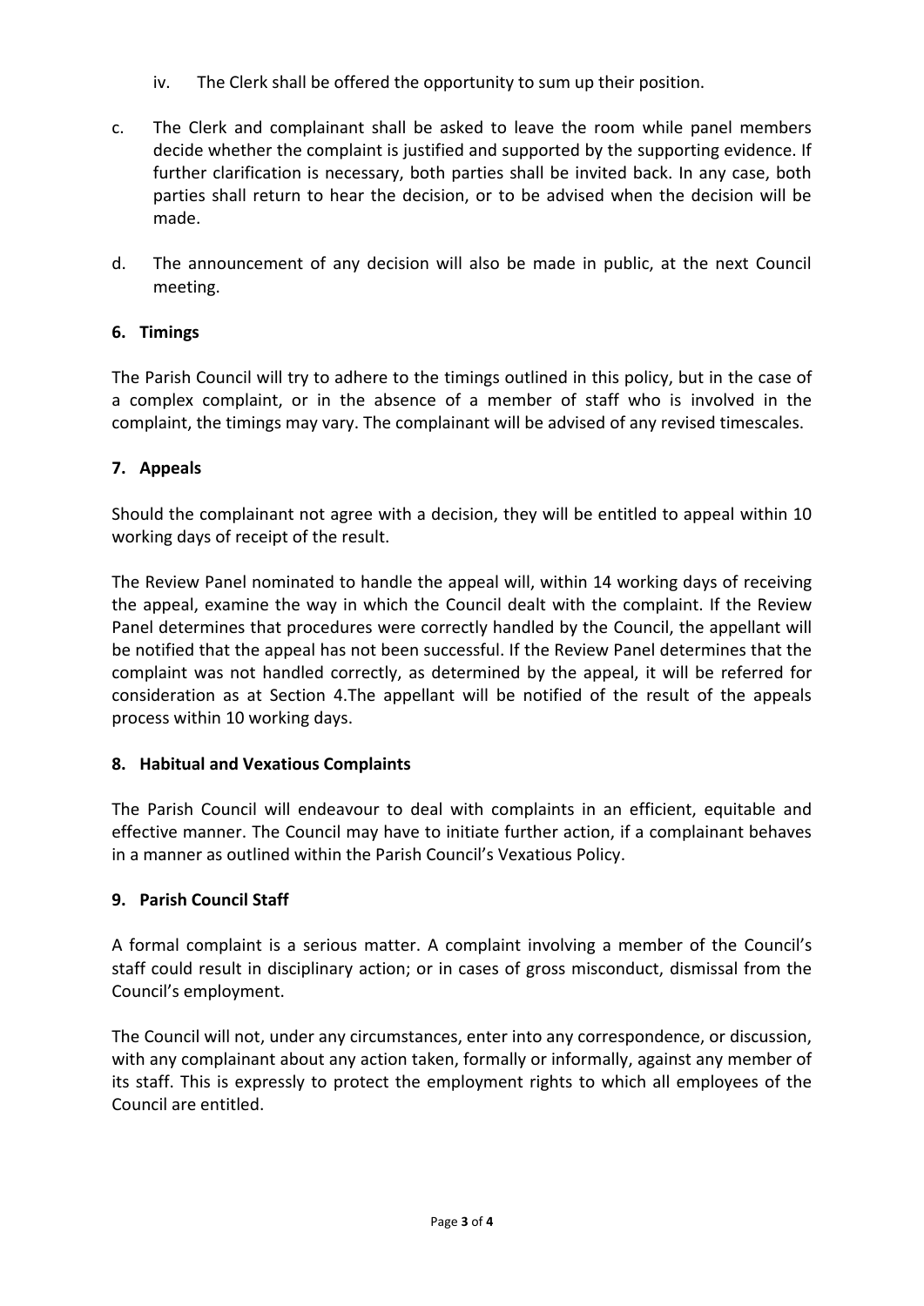iv. The Clerk shall be offered the opportunity to sum up their position.

c. The Clerk and complainant shall be asked to leave the room while panel members decide whether the complaint is justified and supported by the supporting evidence. If further clarification is necessary, both parties shall be invited back. In any case, both parties shall return to hear the decision, or to be advised when the decision will be made.

d. The announcement of any decision will also be made in public, at the next Council meeting.

## 6. Timings

The Parish Council will try to adhere to the timings outlined in this policy, but in the case of a complex complaint, or in the absence of a member of staff who is involved in the complaint, the timings may vary. The complainant will be advised of any revised timescales.

## 7. Appeals

Should the complainant not agree with a decision, they will be entitled to appeal within 10 working days of receipt of the result.

The Review Panel nominated to handle the appeal will, within 14 working days of receiving the appeal, examine the way in which the Council dealt with the complaint. If the Review Panel determines that procedures were correctly handled by the Council, the appellant will be notified that the appeal has not been successful. If the Review Panel determines that the complaint was not handled correctly, as determined by the appeal, it will be referred for consideration as at Section 4.The appellant will be notified of the result of the appeals process within 10 working days.

## 8. Habitual and Vexatious Complaints

The Parish Council will endeavour to deal with complaints in an efficient, equitable and effective manner. The Council may have to initiate further action, if a complainant behaves in a manner as outlined within the Parish Council's Vexatious Policy.

## 9. Parish Council Staff

A formal complaint is a serious matter. A complaint involving a member of the Council's staff could result in disciplinary action; or in cases of gross misconduct, dismissal from the Council's employment.

The Council will not, under any circumstances, enter into any correspondence, or discussion, with any complainant about any action taken, formally or informally, against any member of its staff. This is expressly to protect the employment rights to which all employees of the Council are entitled.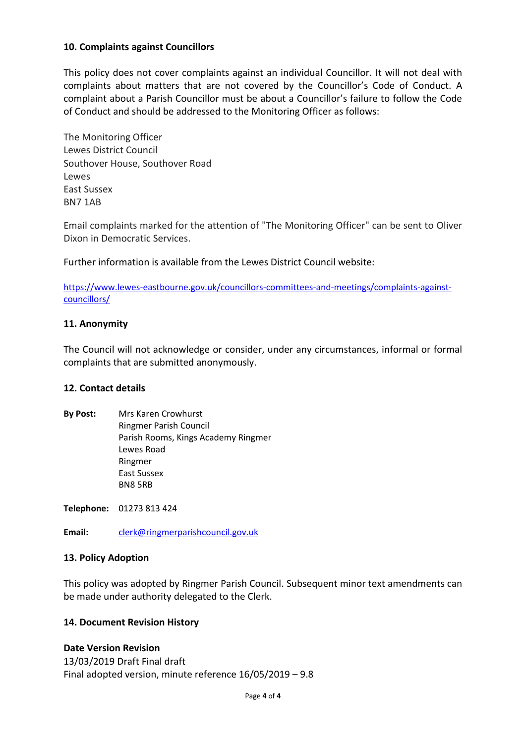## 10. Complaints against Councillors

This policy does not cover complaints against an individual Councillor. It will not deal with complaints about matters that are not covered by the Councillor's Code of Conduct. A complaint about a Parish Councillor must be about a Councillor's failure to follow the Code of Conduct and should be addressed to the Monitoring Officer as follows:

The Monitoring Officer  
Lewes District Council  
Southover House, Southover Road  
Lewes  
East Sussex  
BN7 1AB

Email complaints marked for the attention of "The Monitoring Officer" can be sent to Oliver Dixon in Democratic Services.

Further information is available from the Lewes District Council website:

https://www.lewes-eastbourne.gov.uk/councillors-committees-and-meetings/complaints-against-councillors/

## 11. Anonymity

The Council will not acknowledge or consider, under any circumstances, informal or formal complaints that are submitted anonymously.

## 12. Contact details

**By Post:** Mrs Karen Crowhurst  
Ringmer Parish Council  
Parish Rooms, Kings Academy Ringmer  
Lewes Road  
Ringmer  
East Sussex  
BN8 5RB

**Telephone:** 01273 813 424

**Email:** clerk@ringmerparishcouncil.gov.uk

## 13. Policy Adoption

This policy was adopted by Ringmer Parish Council. Subsequent minor text amendments can be made under authority delegated to the Clerk.

## 14. Document Revision History

**Date Version Revision**  
13/03/2019 Draft Final draft  
Final adopted version, minute reference 16/05/2019 – 9.8